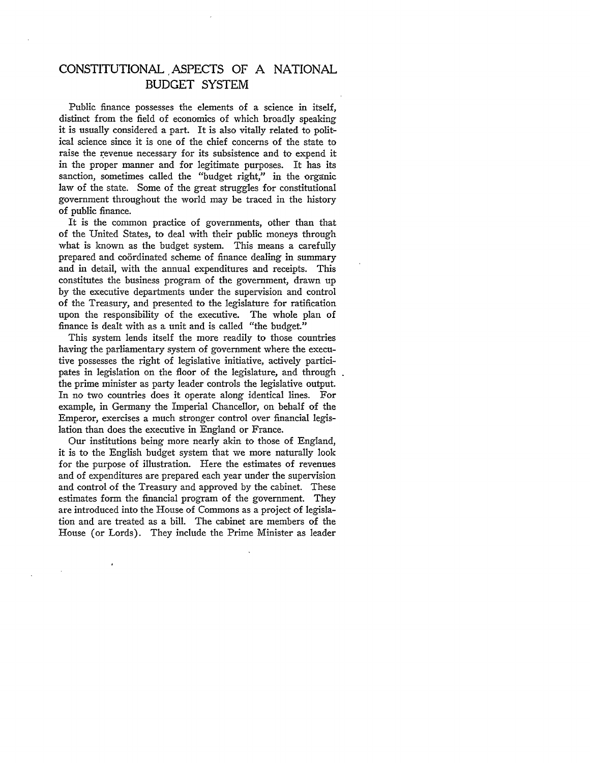# CONSTITUTIONAL ASPECTS OF A NATIONAL BUDGET SYSTEM

Public finance possesses the elements of a science in itself, distinct from the field of economics of which broadly speaking it is usually considered a part. It is also vitally related to political science since it is one of the chief concerns of the state to raise the revenue necessary for its subsistence and to expend it in the proper manner and for legitimate purposes. It has its sanction, sometimes called the "budget right," in the organic law of the state. Some of the great struggles for constitutional government throughout the world may be traced in the history of public finance.

It is the common practice of governments, other than that of the United States, to deal with their public moneys through what is known as the budget system. This means a carefully prepared and coördinated scheme of finance dealing in summary and in detail, with the annual expenditures and receipts. This constitutes the business program of the government, drawn up by the executive departments under the supervision and control of the Treasury, and presented to the legislature for ratification upon the responsibility of the executive. The whole plan of finance is dealt with as a unit and is called "the budget."

This system lends itself the more readily to those countries having the parliamentary system of government where the executive possesses the right of legislative initiative, actively participates in legislation on the floor of the legislature, and through the prime minister as party leader controls the legislative output. In no two countries does it operate along identical lines. For example, in Germany the Imperial Chancellor, on behalf of the Emperor, exercises a much stronger control over financial legislation than does the executive in England or France.

Our institutions being more nearly akin to those of England, it is to the English budget system that we more naturally look for the purpose of illustration. Here the estimates of revenues and of expenditures are prepared each year under the supervision and control of the Treasury and approved by the cabinet. These estimates form the financial program of the government. They are introduced into the House of Commons as a project of legislation and are treated as a bill. The cabinet are members of the House (or Lords). They include the Prime Minister as leader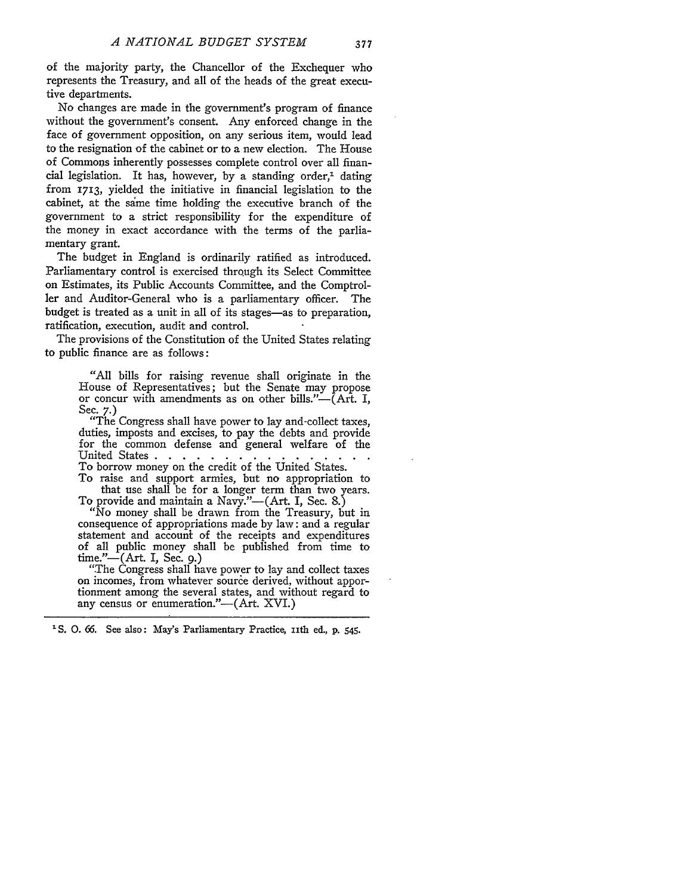of the majority party, the Chancellor of the Exchequer who represents the Treasury, and all of the heads of the great executive departments.

No changes are made in the government's program of finance without the government's consent. Any enforced change in the face of government opposition, on any serious item, would lead to the resignation of the cabinet or to a new election. The House of Commons inherently possesses complete control over all financial legislation. It has, however, by a standing order,[1] dating from 1713, yielded the initiative in financial legislation to the cabinet, at the same time holding the executive branch of the government to a strict responsibility for the expenditure of the money in exact accordance with the terms of the parliamentary grant.

The budget in England is ordinarily ratified as introduced. Parliamentary control is exercised through its Select Committee on Estimates, its Public Accounts Committee, and the Comptroller and Auditor-General who is a parliamentary officer. The budget is treated as a unit in all of its stages—as to preparation, ratification, execution, audit and control.

The provisions of the Constitution of the United States relating to public finance are as follows:

> "All bills for raising revenue shall originate in the House of Representatives; but the Senate may propose or concur with amendments as on other bills."—(Art. I, Sec. 7.)
>
> "The Congress shall have power to lay and collect taxes, duties, imposts and excises, to pay the debts and provide for the common defense and general welfare of the United States . . . . . . . . . . . . . . . . .
>
> To borrow money on the credit of the United States.
>
> To raise and support armies, but no appropriation to that use shall be for a longer term than two years.
>
> To provide and maintain a Navy."—(Art. I, Sec. 8.)
>
> "No money shall be drawn from the Treasury, but in consequence of appropriations made by law: and a regular statement and account of the receipts and expenditures of all public money shall be published from time to time."—(Art. I, Sec. 9.)
>
> "The Congress shall have power to lay and collect taxes on incomes, from whatever source derived, without apportionment among the several states, and without regard to any census or enumeration."—(Art. XVI.)

---

[1] S. O. 66. See also: May's Parliamentary Practice, 11th ed., p. 545.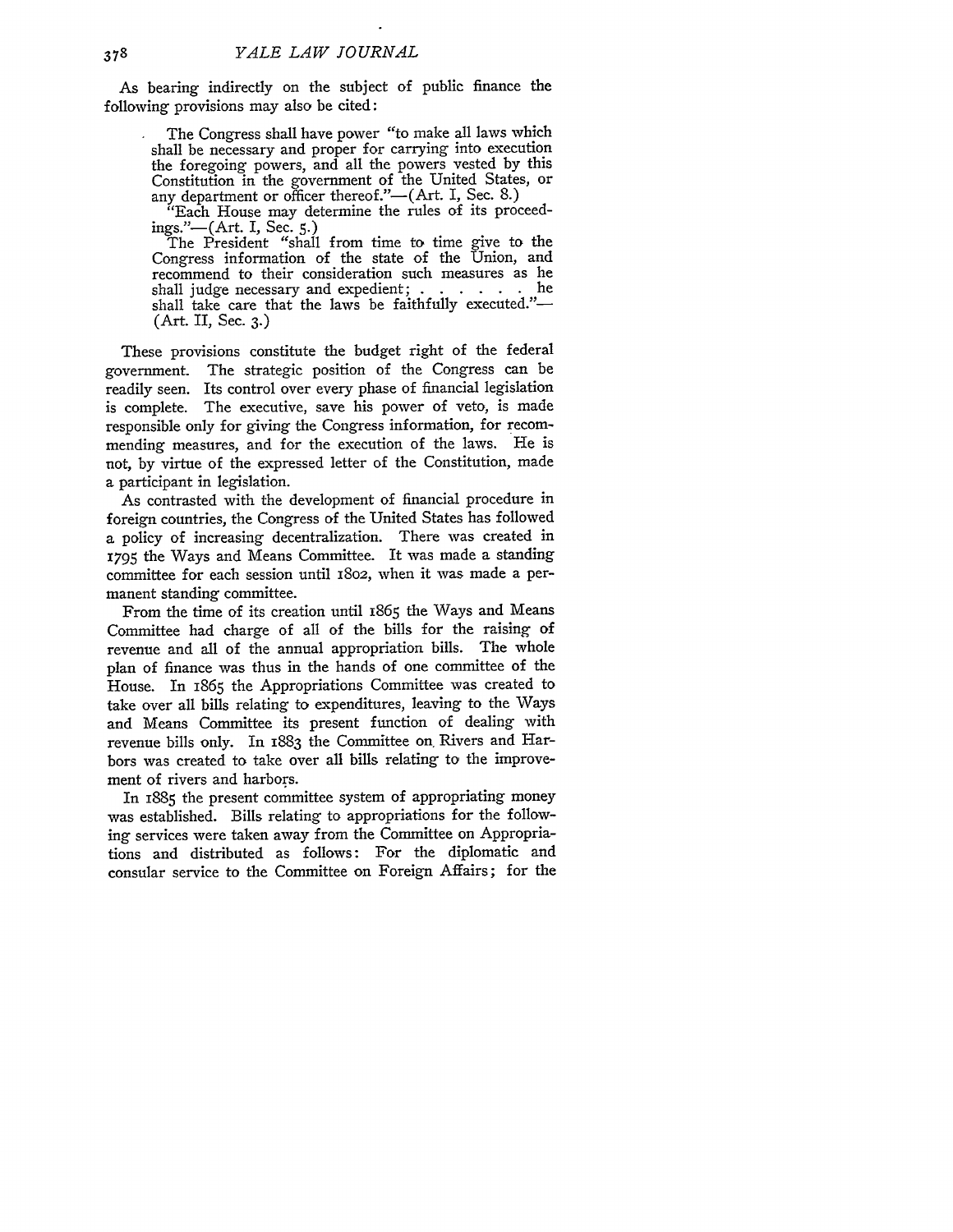As bearing indirectly on the subject of public finance the following provisions may also be cited:

> The Congress shall have power "to make all laws which shall be necessary and proper for carrying into execution the foregoing powers, and all the powers vested by this Constitution in the government of the United States, or any department or officer thereof."—(Art. I, Sec. 8.)
>
> "Each House may determine the rules of its proceedings."—(Art. I, Sec. 5.)
>
> The President "shall from time to time give to the Congress information of the state of the Union, and recommend to their consideration such measures as he shall judge necessary and expedient; . . . . . . he shall take care that the laws be faithfully executed."—(Art. II, Sec. 3.)

These provisions constitute the budget right of the federal government. The strategic position of the Congress can be readily seen. Its control over every phase of financial legislation is complete. The executive, save his power of veto, is made responsible only for giving the Congress information, for recommending measures, and for the execution of the laws. He is not, by virtue of the expressed letter of the Constitution, made a participant in legislation.

As contrasted with the development of financial procedure in foreign countries, the Congress of the United States has followed a policy of increasing decentralization. There was created in 1795 the Ways and Means Committee. It was made a standing committee for each session until 1802, when it was made a permanent standing committee.

From the time of its creation until 1865 the Ways and Means Committee had charge of all of the bills for the raising of revenue and all of the annual appropriation bills. The whole plan of finance was thus in the hands of one committee of the House. In 1865 the Appropriations Committee was created to take over all bills relating to expenditures, leaving to the Ways and Means Committee its present function of dealing with revenue bills only. In 1883 the Committee on Rivers and Harbors was created to take over all bills relating to the improvement of rivers and harbors.

In 1885 the present committee system of appropriating money was established. Bills relating to appropriations for the following services were taken away from the Committee on Appropriations and distributed as follows: For the diplomatic and consular service to the Committee on Foreign Affairs; for the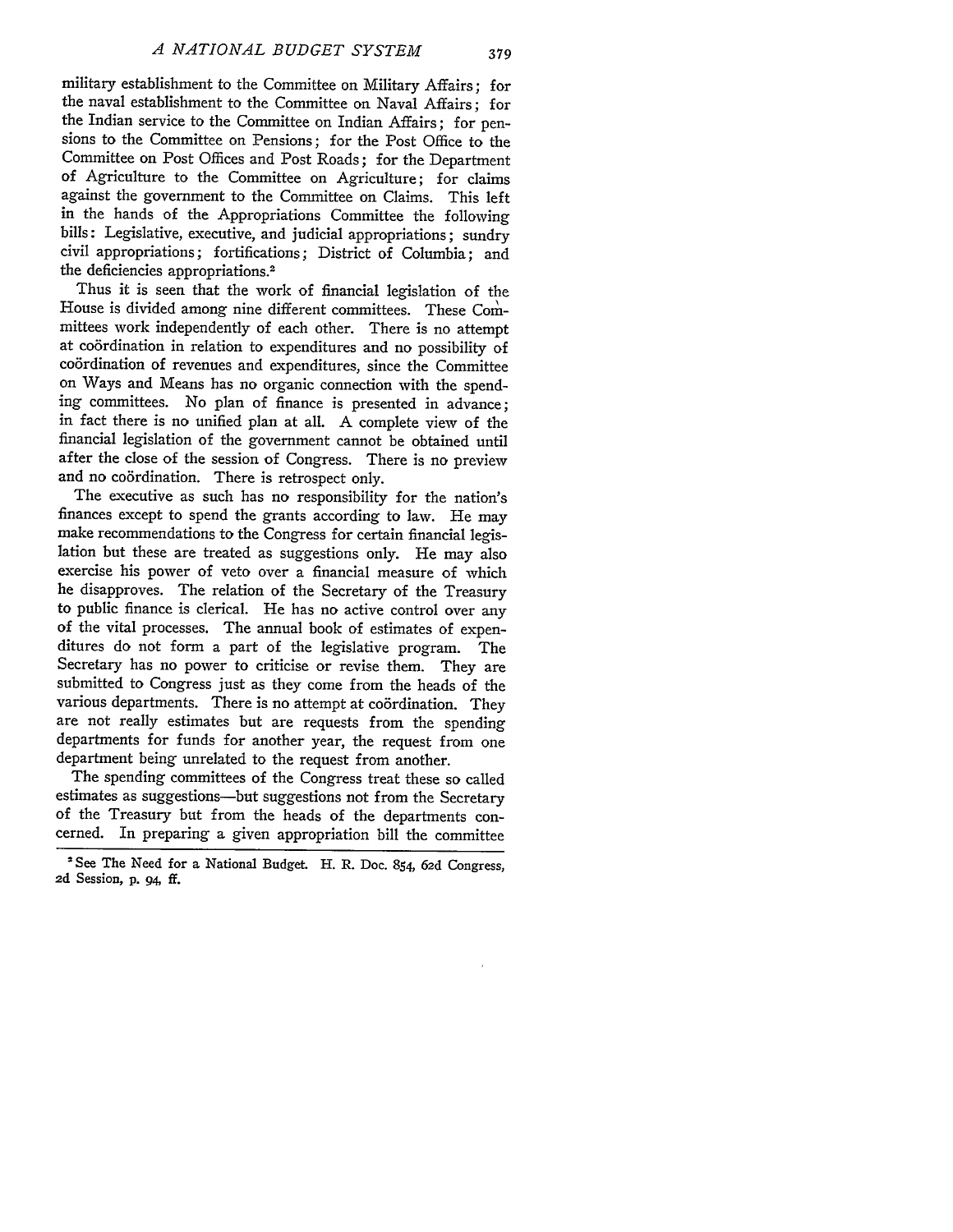military establishment to the Committee on Military Affairs; for the naval establishment to the Committee on Naval Affairs; for the Indian service to the Committee on Indian Affairs; for pensions to the Committee on Pensions; for the Post Office to the Committee on Post Offices and Post Roads; for the Department of Agriculture to the Committee on Agriculture; for claims against the government to the Committee on Claims. This left in the hands of the Appropriations Committee the following bills: Legislative, executive, and judicial appropriations; sundry civil appropriations; fortifications; District of Columbia; and the deficiencies appropriations.[2]

Thus it is seen that the work of financial legislation of the House is divided among nine different committees. These Committees work independently of each other. There is no attempt at coördination in relation to expenditures and no possibility of coördination of revenues and expenditures, since the Committee on Ways and Means has no organic connection with the spending committees. No plan of finance is presented in advance; in fact there is no unified plan at all. A complete view of the financial legislation of the government cannot be obtained until after the close of the session of Congress. There is no preview and no coördination. There is retrospect only.

The executive as such has no responsibility for the nation's finances except to spend the grants according to law. He may make recommendations to the Congress for certain financial legislation but these are treated as suggestions only. He may also exercise his power of veto over a financial measure of which he disapproves. The relation of the Secretary of the Treasury to public finance is clerical. He has no active control over any of the vital processes. The annual book of estimates of expenditures do not form a part of the legislative program. The Secretary has no power to criticise or revise them. They are submitted to Congress just as they come from the heads of the various departments. There is no attempt at coördination. They are not really estimates but are requests from the spending departments for funds for another year, the request from one department being unrelated to the request from another.

The spending committees of the Congress treat these so called estimates as suggestions—but suggestions not from the Secretary of the Treasury but from the heads of the departments concerned. In preparing a given appropriation bill the committee

[2] See The Need for a National Budget. H. R. Doc. 854, 62d Congress, 2d Session, p. 94, ff.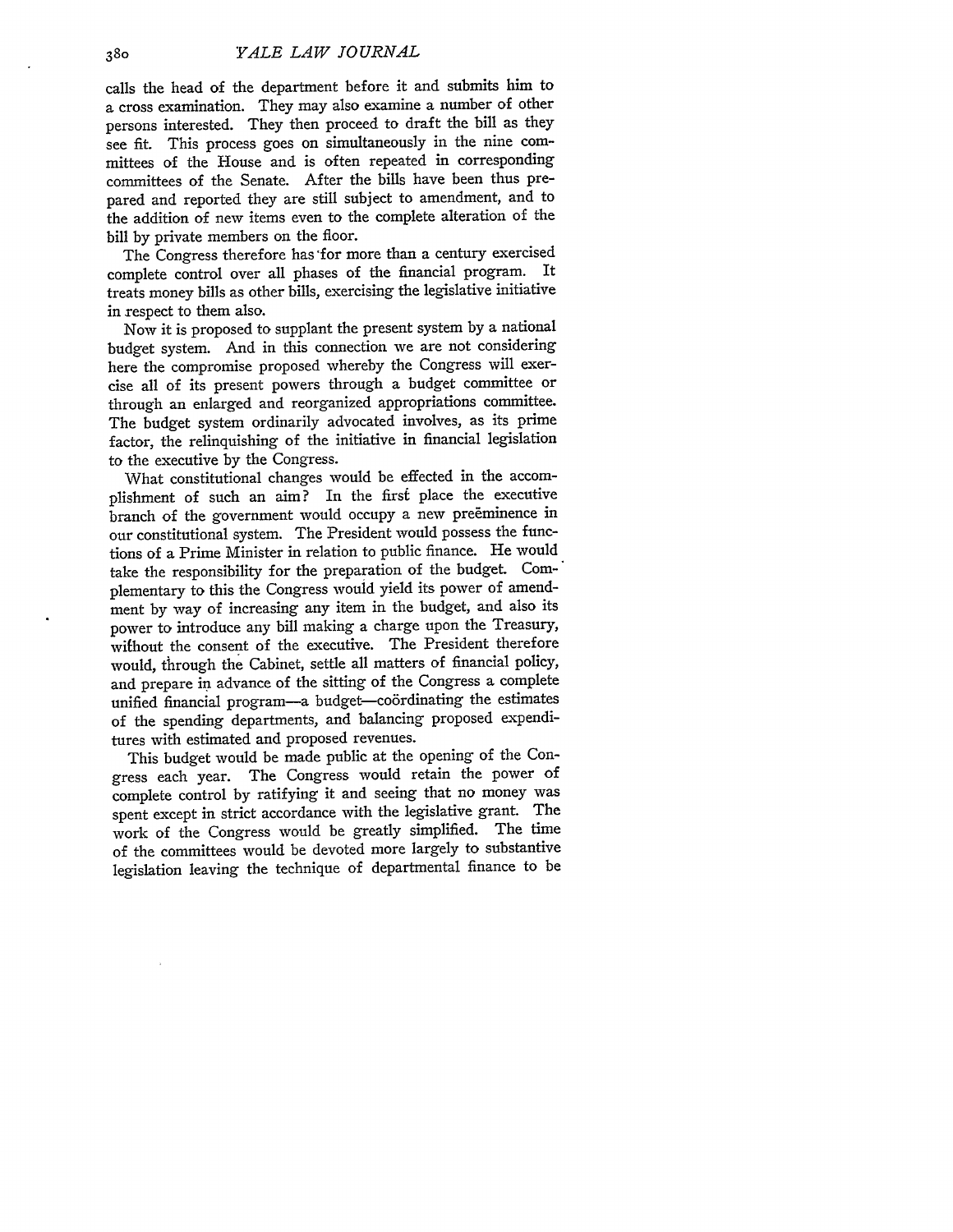calls the head of the department before it and submits him to a cross examination. They may also examine a number of other persons interested. They then proceed to draft the bill as they see fit. This process goes on simultaneously in the nine committees of the House and is often repeated in corresponding committees of the Senate. After the bills have been thus prepared and reported they are still subject to amendment, and to the addition of new items even to the complete alteration of the bill by private members on the floor.

The Congress therefore has for more than a century exercised complete control over all phases of the financial program. It treats money bills as other bills, exercising the legislative initiative in respect to them also.

Now it is proposed to supplant the present system by a national budget system. And in this connection we are not considering here the compromise proposed whereby the Congress will exercise all of its present powers through a budget committee or through an enlarged and reorganized appropriations committee. The budget system ordinarily advocated involves, as its prime factor, the relinquishing of the initiative in financial legislation to the executive by the Congress.

What constitutional changes would be effected in the accomplishment of such an aim? In the first place the executive branch of the government would occupy a new preëminence in our constitutional system. The President would possess the functions of a Prime Minister in relation to public finance. He would take the responsibility for the preparation of the budget. Complementary to this the Congress would yield its power of amendment by way of increasing any item in the budget, and also its power to introduce any bill making a charge upon the Treasury, without the consent of the executive. The President therefore would, through the Cabinet, settle all matters of financial policy, and prepare in advance of the sitting of the Congress a complete unified financial program—a budget—coördinating the estimates of the spending departments, and balancing proposed expenditures with estimated and proposed revenues.

This budget would be made public at the opening of the Congress each year. The Congress would retain the power of complete control by ratifying it and seeing that no money was spent except in strict accordance with the legislative grant. The work of the Congress would be greatly simplified. The time of the committees would be devoted more largely to substantive legislation leaving the technique of departmental finance to be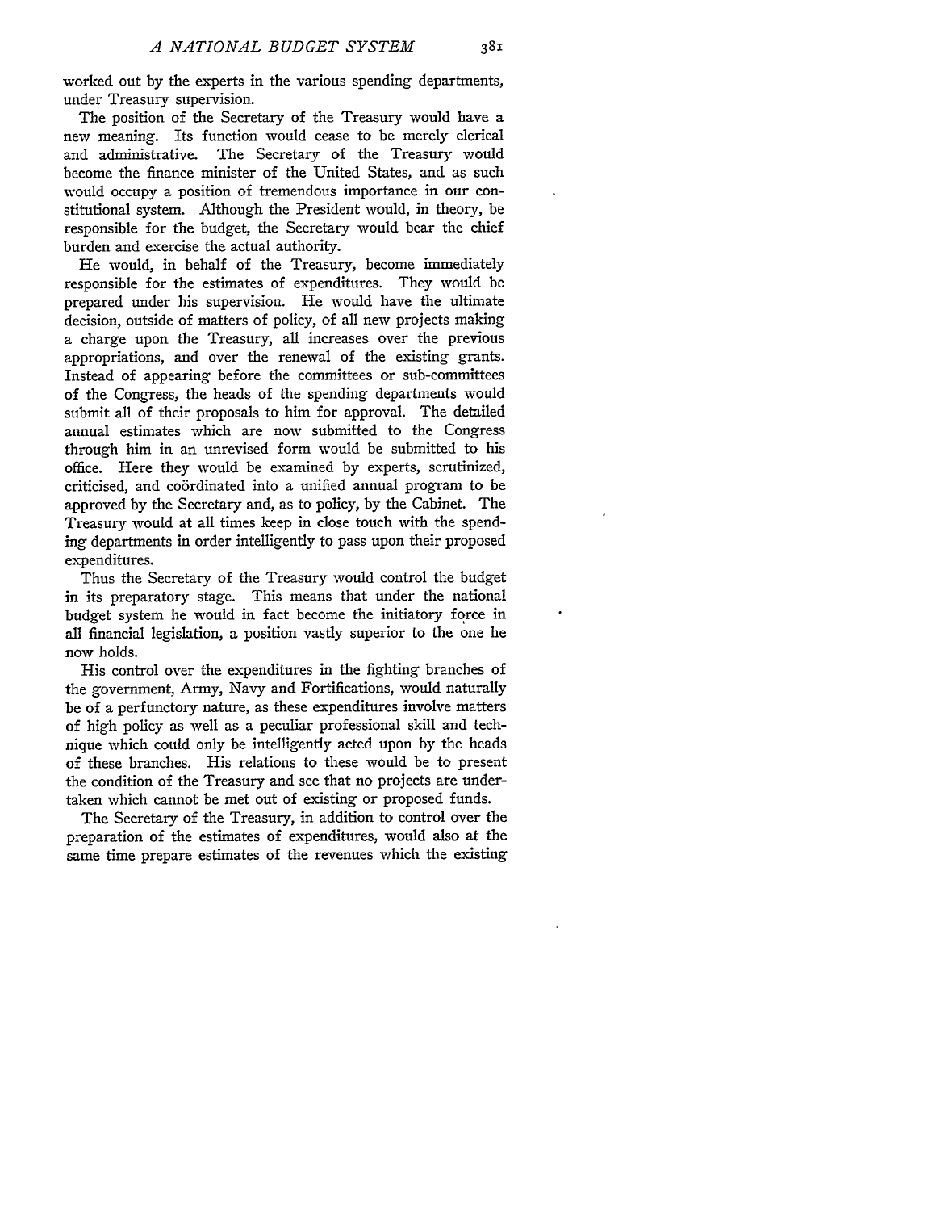worked out by the experts in the various spending departments, under Treasury supervision.

The position of the Secretary of the Treasury would have a new meaning. Its function would cease to be merely clerical and administrative. The Secretary of the Treasury would become the finance minister of the United States, and as such would occupy a position of tremendous importance in our constitutional system. Although the President would, in theory, be responsible for the budget, the Secretary would bear the chief burden and exercise the actual authority.

He would, in behalf of the Treasury, become immediately responsible for the estimates of expenditures. They would be prepared under his supervision. He would have the ultimate decision, outside of matters of policy, of all new projects making a charge upon the Treasury, all increases over the previous appropriations, and over the renewal of the existing grants. Instead of appearing before the committees or sub-committees of the Congress, the heads of the spending departments would submit all of their proposals to him for approval. The detailed annual estimates which are now submitted to the Congress through him in an unrevised form would be submitted to his office. Here they would be examined by experts, scrutinized, criticised, and coördinated into a unified annual program to be approved by the Secretary and, as to policy, by the Cabinet. The Treasury would at all times keep in close touch with the spending departments in order intelligently to pass upon their proposed expenditures.

Thus the Secretary of the Treasury would control the budget in its preparatory stage. This means that under the national budget system he would in fact become the initiatory force in all financial legislation, a position vastly superior to the one he now holds.

His control over the expenditures in the fighting branches of the government, Army, Navy and Fortifications, would naturally be of a perfunctory nature, as these expenditures involve matters of high policy as well as a peculiar professional skill and technique which could only be intelligently acted upon by the heads of these branches. His relations to these would be to present the condition of the Treasury and see that no projects are undertaken which cannot be met out of existing or proposed funds.

The Secretary of the Treasury, in addition to control over the preparation of the estimates of expenditures, would also at the same time prepare estimates of the revenues which the existing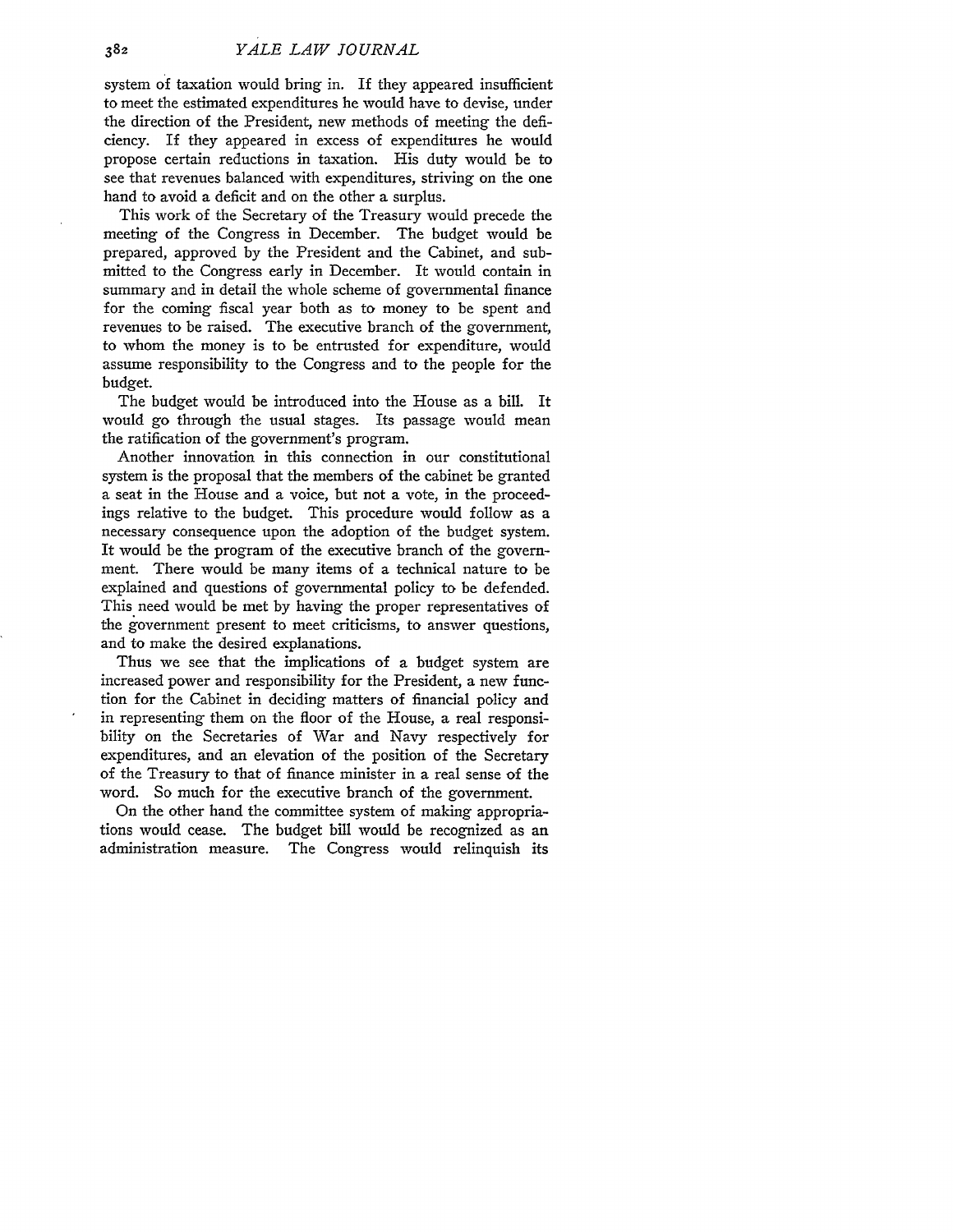system of taxation would bring in. If they appeared insufficient to meet the estimated expenditures he would have to devise, under the direction of the President, new methods of meeting the deficiency. If they appeared in excess of expenditures he would propose certain reductions in taxation. His duty would be to see that revenues balanced with expenditures, striving on the one hand to avoid a deficit and on the other a surplus.

This work of the Secretary of the Treasury would precede the meeting of the Congress in December. The budget would be prepared, approved by the President and the Cabinet, and submitted to the Congress early in December. It would contain in summary and in detail the whole scheme of governmental finance for the coming fiscal year both as to money to be spent and revenues to be raised. The executive branch of the government, to whom the money is to be entrusted for expenditure, would assume responsibility to the Congress and to the people for the budget.

The budget would be introduced into the House as a bill. It would go through the usual stages. Its passage would mean the ratification of the government's program.

Another innovation in this connection in our constitutional system is the proposal that the members of the cabinet be granted a seat in the House and a voice, but not a vote, in the proceedings relative to the budget. This procedure would follow as a necessary consequence upon the adoption of the budget system. It would be the program of the executive branch of the government. There would be many items of a technical nature to be explained and questions of governmental policy to be defended. This need would be met by having the proper representatives of the government present to meet criticisms, to answer questions, and to make the desired explanations.

Thus we see that the implications of a budget system are increased power and responsibility for the President, a new function for the Cabinet in deciding matters of financial policy and in representing them on the floor of the House, a real responsibility on the Secretaries of War and Navy respectively for expenditures, and an elevation of the position of the Secretary of the Treasury to that of finance minister in a real sense of the word. So much for the executive branch of the government.

On the other hand the committee system of making appropriations would cease. The budget bill would be recognized as an administration measure. The Congress would relinquish its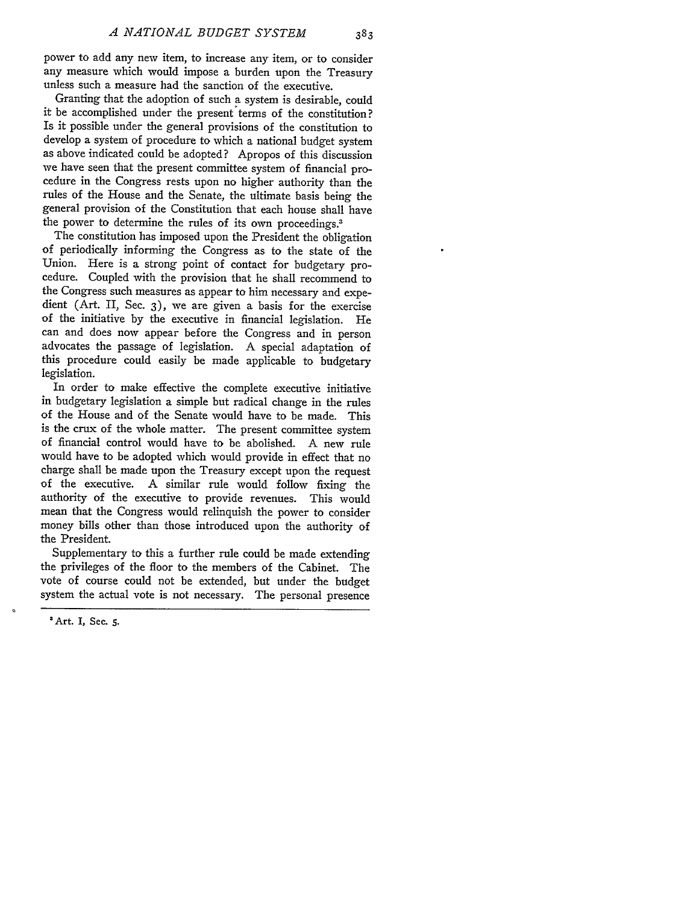power to add any new item, to increase any item, or to consider any measure which would impose a burden upon the Treasury unless such a measure had the sanction of the executive.

Granting that the adoption of such a system is desirable, could it be accomplished under the present terms of the constitution? Is it possible under the general provisions of the constitution to develop a system of procedure to which a national budget system as above indicated could be adopted? Apropos of this discussion we have seen that the present committee system of financial procedure in the Congress rests upon no higher authority than the rules of the House and the Senate, the ultimate basis being the general provision of the Constitution that each house shall have the power to determine the rules of its own proceedings.[3]

The constitution has imposed upon the President the obligation of periodically informing the Congress as to the state of the Union. Here is a strong point of contact for budgetary procedure. Coupled with the provision that he shall recommend to the Congress such measures as appear to him necessary and expedient (Art. II, Sec. 3), we are given a basis for the exercise of the initiative by the executive in financial legislation. He can and does now appear before the Congress and in person advocates the passage of legislation. A special adaptation of this procedure could easily be made applicable to budgetary legislation.

In order to make effective the complete executive initiative in budgetary legislation a simple but radical change in the rules of the House and of the Senate would have to be made. This is the crux of the whole matter. The present committee system of financial control would have to be abolished. A new rule would have to be adopted which would provide in effect that no charge shall be made upon the Treasury except upon the request of the executive. A similar rule would follow fixing the authority of the executive to provide revenues. This would mean that the Congress would relinquish the power to consider money bills other than those introduced upon the authority of the President.

Supplementary to this a further rule could be made extending the privileges of the floor to the members of the Cabinet. The vote of course could not be extended, but under the budget system the actual vote is not necessary. The personal presence

[3] Art. I, Sec. 5.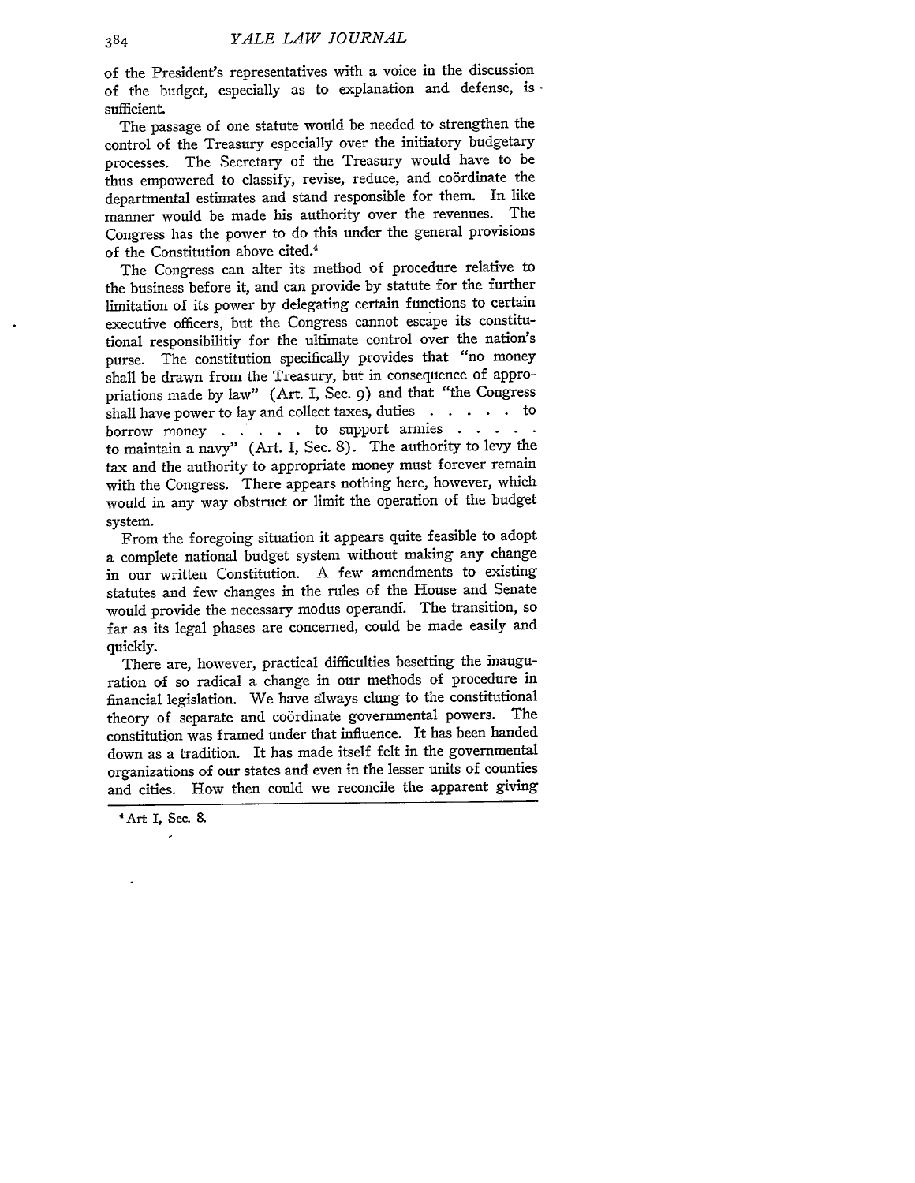of the President's representatives with a voice in the discussion of the budget, especially as to explanation and defense, is sufficient.

The passage of one statute would be needed to strengthen the control of the Treasury especially over the initiatory budgetary processes. The Secretary of the Treasury would have to be thus empowered to classify, revise, reduce, and coördinate the departmental estimates and stand responsible for them. In like manner would be made his authority over the revenues. The Congress has the power to do this under the general provisions of the Constitution above cited.[4]

The Congress can alter its method of procedure relative to the business before it, and can provide by statute for the further limitation of its power by delegating certain functions to certain executive officers, but the Congress cannot escape its constitutional responsibilitiy for the ultimate control over the nation's purse. The constitution specifically provides that "no money shall be drawn from the Treasury, but in consequence of appropriations made by law" (Art. I, Sec. 9) and that "the Congress shall have power to lay and collect taxes, duties . . . . . to borrow money . . . . . to support armies . . . . . to maintain a navy" (Art. I, Sec. 8). The authority to levy the tax and the authority to appropriate money must forever remain with the Congress. There appears nothing here, however, which would in any way obstruct or limit the operation of the budget system.

From the foregoing situation it appears quite feasible to adopt a complete national budget system without making any change in our written Constitution. A few amendments to existing statutes and few changes in the rules of the House and Senate would provide the necessary modus operandi. The transition, so far as its legal phases are concerned, could be made easily and quickly.

There are, however, practical difficulties besetting the inauguration of so radical a change in our methods of procedure in financial legislation. We have always clung to the constitutional theory of separate and coördinate governmental powers. The constitution was framed under that influence. It has been handed down as a tradition. It has made itself felt in the governmental organizations of our states and even in the lesser units of counties and cities. How then could we reconcile the apparent giving

[4] Art I, Sec. 8.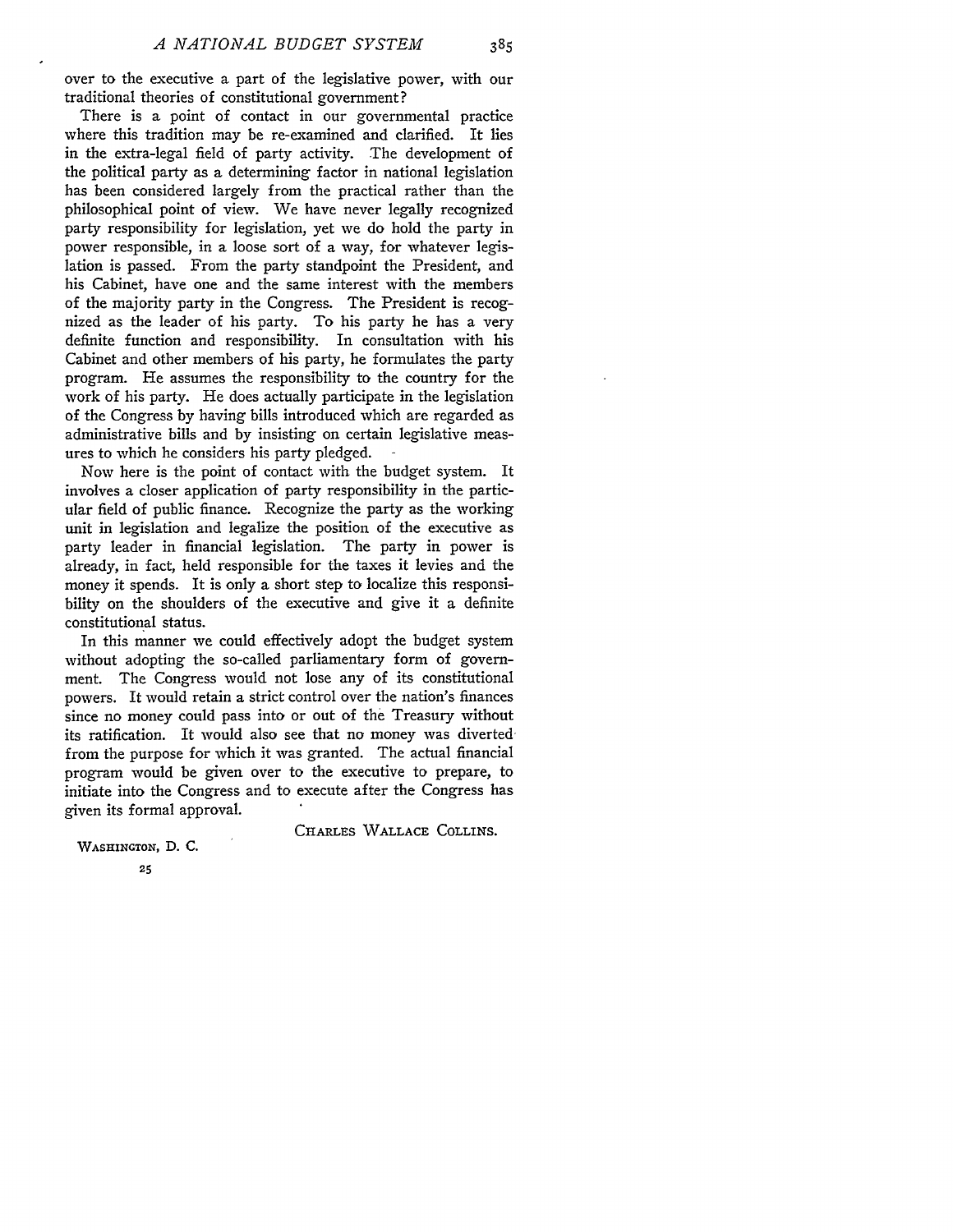over to the executive a part of the legislative power, with our traditional theories of constitutional government?

There is a point of contact in our governmental practice where this tradition may be re-examined and clarified. It lies in the extra-legal field of party activity. The development of the political party as a determining factor in national legislation has been considered largely from the practical rather than the philosophical point of view. We have never legally recognized party responsibility for legislation, yet we do hold the party in power responsible, in a loose sort of a way, for whatever legislation is passed. From the party standpoint the President, and his Cabinet, have one and the same interest with the members of the majority party in the Congress. The President is recognized as the leader of his party. To his party he has a very definite function and responsibility. In consultation with his Cabinet and other members of his party, he formulates the party program. He assumes the responsibility to the country for the work of his party. He does actually participate in the legislation of the Congress by having bills introduced which are regarded as administrative bills and by insisting on certain legislative measures to which he considers his party pledged.

Now here is the point of contact with the budget system. It involves a closer application of party responsibility in the particular field of public finance. Recognize the party as the working unit in legislation and legalize the position of the executive as party leader in financial legislation. The party in power is already, in fact, held responsible for the taxes it levies and the money it spends. It is only a short step to localize this responsibility on the shoulders of the executive and give it a definite constitutional status.

In this manner we could effectively adopt the budget system without adopting the so-called parliamentary form of government. The Congress would not lose any of its constitutional powers. It would retain a strict control over the nation's finances since no money could pass into or out of the Treasury without its ratification. It would also see that no money was diverted from the purpose for which it was granted. The actual financial program would be given over to the executive to prepare, to initiate into the Congress and to execute after the Congress has given its formal approval.

CHARLES WALLACE COLLINS.

WASHINGTON, D. C.